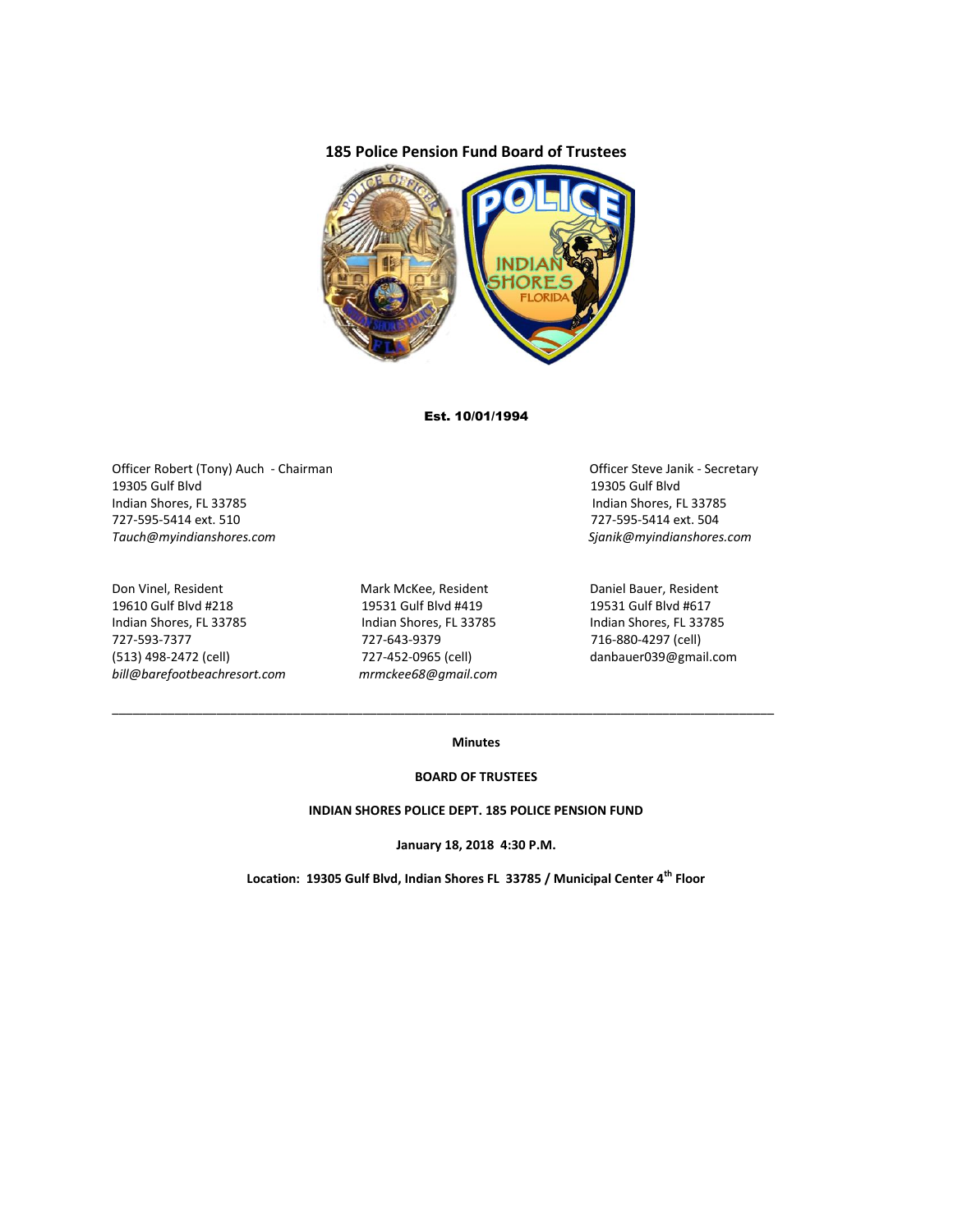**185 Police Pension Fund Board of Trustees**

**Est. 10/01/1994**

Officer Robert (Tony) Auch - Chairman
19305 Gulf Blvd
Indian Shores, FL 33785
727-595-5414 ext. 510
*Tauch@myindianshores.com*

Officer Steve Janik - Secretary
19305 Gulf Blvd
Indian Shores, FL 33785
727-595-5414 ext. 504
*Sjanik@myindianshores.com*

Don Vinel, Resident
19610 Gulf Blvd #218
Indian Shores, FL 33785
727-593-7377
(513) 498-2472 (cell)
*bill@barefootbeachresort.com*

Mark McKee, Resident
19531 Gulf Blvd #419
Indian Shores, FL 33785
727-643-9379
727-452-0965 (cell)
*mrmckee68@gmail.com*

Daniel Bauer, Resident
19531 Gulf Blvd #617
Indian Shores, FL 33785
716-880-4297 (cell)
danbauer039@gmail.com

---

**Minutes**

**BOARD OF TRUSTEES**

**INDIAN SHORES POLICE DEPT. 185 POLICE PENSION FUND**

**January 18, 2018 4:30 P.M.**

**Location: 19305 Gulf Blvd, Indian Shores FL 33785 / Municipal Center 4th Floor**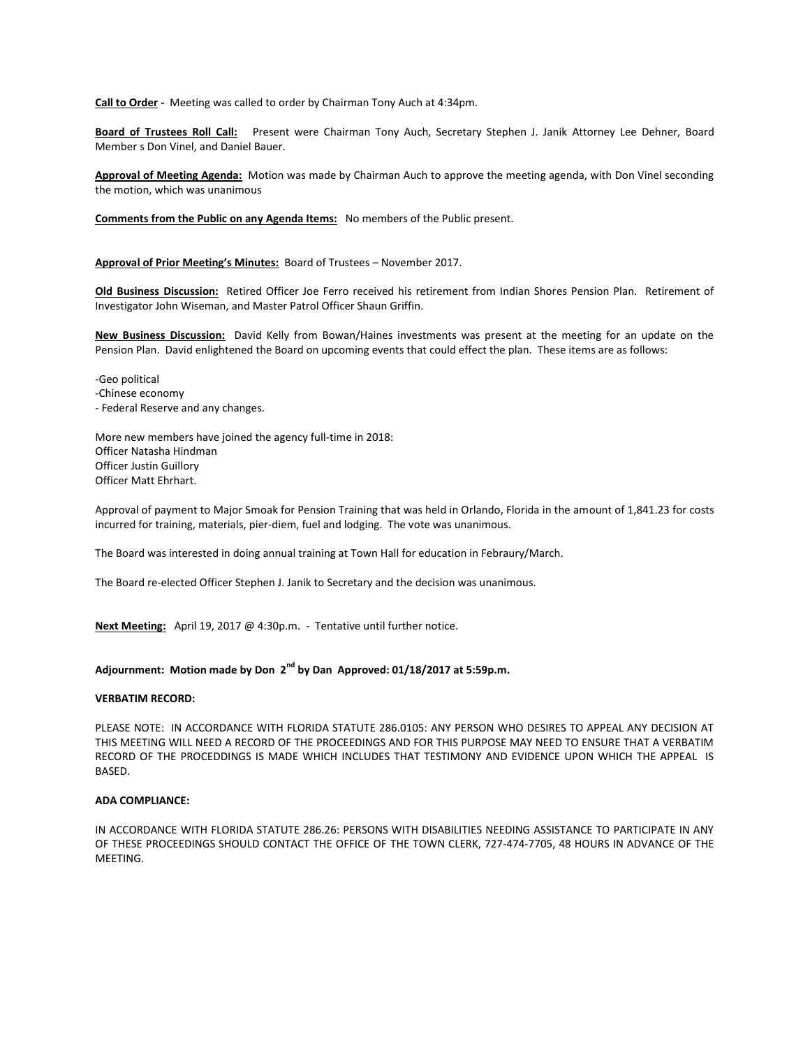**Call to Order -** Meeting was called to order by Chairman Tony Auch at 4:34pm.

**Board of Trustees Roll Call:** Present were Chairman Tony Auch, Secretary Stephen J. Janik Attorney Lee Dehner, Board Member s Don Vinel, and Daniel Bauer.

**Approval of Meeting Agenda:** Motion was made by Chairman Auch to approve the meeting agenda, with Don Vinel seconding the motion, which was unanimous

**Comments from the Public on any Agenda Items:** No members of the Public present.

**Approval of Prior Meeting's Minutes:** Board of Trustees – November 2017.

**Old Business Discussion:** Retired Officer Joe Ferro received his retirement from Indian Shores Pension Plan. Retirement of Investigator John Wiseman, and Master Patrol Officer Shaun Griffin.

**New Business Discussion:** David Kelly from Bowan/Haines investments was present at the meeting for an update on the Pension Plan. David enlightened the Board on upcoming events that could effect the plan. These items are as follows:

-Geo political
-Chinese economy
- Federal Reserve and any changes.

More new members have joined the agency full-time in 2018:
Officer Natasha Hindman
Officer Justin Guillory
Officer Matt Ehrhart.

Approval of payment to Major Smoak for Pension Training that was held in Orlando, Florida in the amount of 1,841.23 for costs incurred for training, materials, pier-diem, fuel and lodging. The vote was unanimous.

The Board was interested in doing annual training at Town Hall for education in Febraury/March.

The Board re-elected Officer Stephen J. Janik to Secretary and the decision was unanimous.

**Next Meeting:** April 19, 2017 @ 4:30p.m. - Tentative until further notice.

**Adjournment: Motion made by Don 2nd by Dan Approved: 01/18/2017 at 5:59p.m.**

**VERBATIM RECORD:**

PLEASE NOTE: IN ACCORDANCE WITH FLORIDA STATUTE 286.0105: ANY PERSON WHO DESIRES TO APPEAL ANY DECISION AT THIS MEETING WILL NEED A RECORD OF THE PROCEEDINGS AND FOR THIS PURPOSE MAY NEED TO ENSURE THAT A VERBATIM RECORD OF THE PROCEDDINGS IS MADE WHICH INCLUDES THAT TESTIMONY AND EVIDENCE UPON WHICH THE APPEAL IS BASED.

**ADA COMPLIANCE:**

IN ACCORDANCE WITH FLORIDA STATUTE 286.26: PERSONS WITH DISABILITIES NEEDING ASSISTANCE TO PARTICIPATE IN ANY OF THESE PROCEEDINGS SHOULD CONTACT THE OFFICE OF THE TOWN CLERK, 727-474-7705, 48 HOURS IN ADVANCE OF THE MEETING.